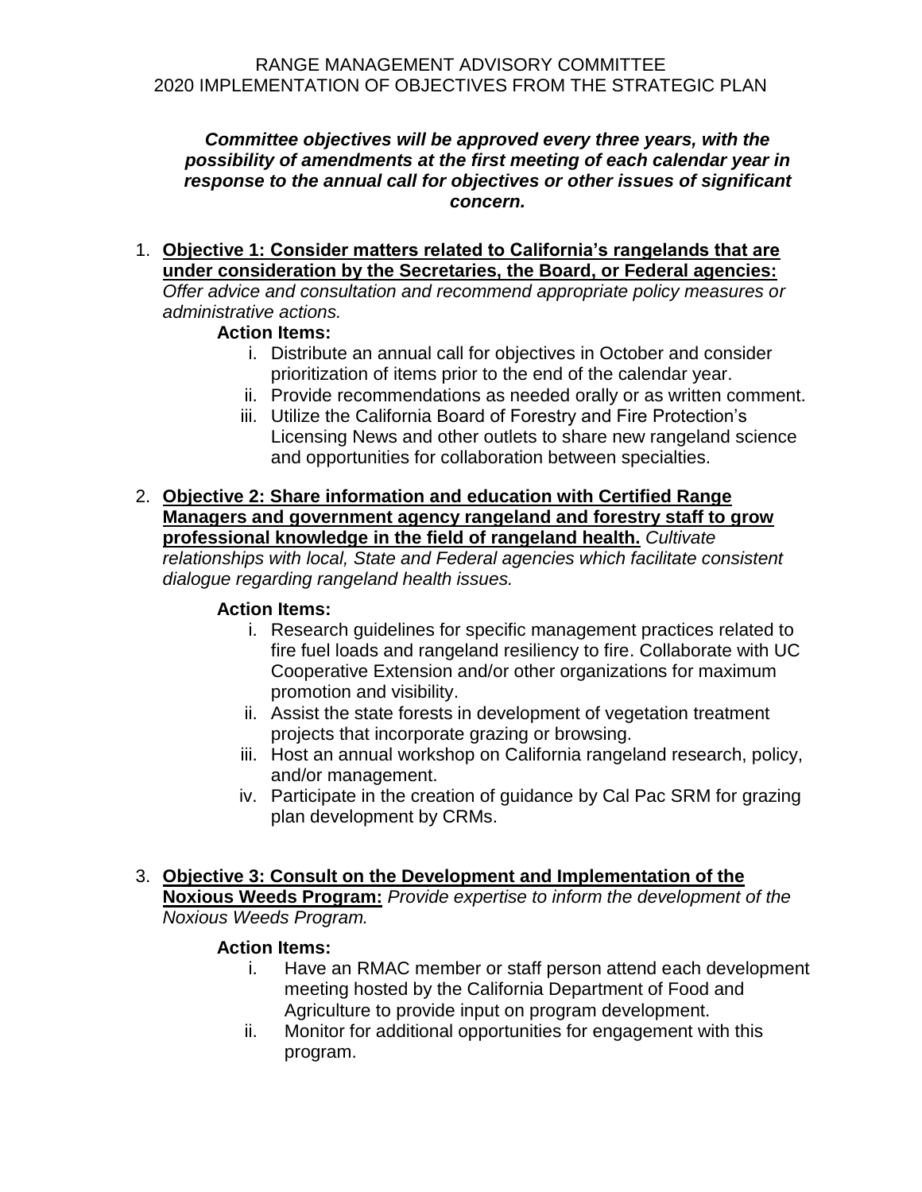# RANGE MANAGEMENT ADVISORY COMMITTEE
# 2020 IMPLEMENTATION OF OBJECTIVES FROM THE STRATEGIC PLAN

***Committee objectives will be approved every three years, with the possibility of amendments at the first meeting of each calendar year in response to the annual call for objectives or other issues of significant concern.***

1. **Objective 1: Consider matters related to California's rangelands that are under consideration by the Secretaries, the Board, or Federal agencies:** *Offer advice and consultation and recommend appropriate policy measures or administrative actions.*

   **Action Items:**

   i. Distribute an annual call for objectives in October and consider prioritization of items prior to the end of the calendar year.
   ii. Provide recommendations as needed orally or as written comment.
   iii. Utilize the California Board of Forestry and Fire Protection's Licensing News and other outlets to share new rangeland science and opportunities for collaboration between specialties.

2. **Objective 2: Share information and education with Certified Range Managers and government agency rangeland and forestry staff to grow professional knowledge in the field of rangeland health.** *Cultivate relationships with local, State and Federal agencies which facilitate consistent dialogue regarding rangeland health issues.*

   **Action Items:**

   i. Research guidelines for specific management practices related to fire fuel loads and rangeland resiliency to fire. Collaborate with UC Cooperative Extension and/or other organizations for maximum promotion and visibility.
   ii. Assist the state forests in development of vegetation treatment projects that incorporate grazing or browsing.
   iii. Host an annual workshop on California rangeland research, policy, and/or management.
   iv. Participate in the creation of guidance by Cal Pac SRM for grazing plan development by CRMs.

3. **Objective 3: Consult on the Development and Implementation of the Noxious Weeds Program:** *Provide expertise to inform the development of the Noxious Weeds Program.*

   **Action Items:**

   i. Have an RMAC member or staff person attend each development meeting hosted by the California Department of Food and Agriculture to provide input on program development.
   ii. Monitor for additional opportunities for engagement with this program.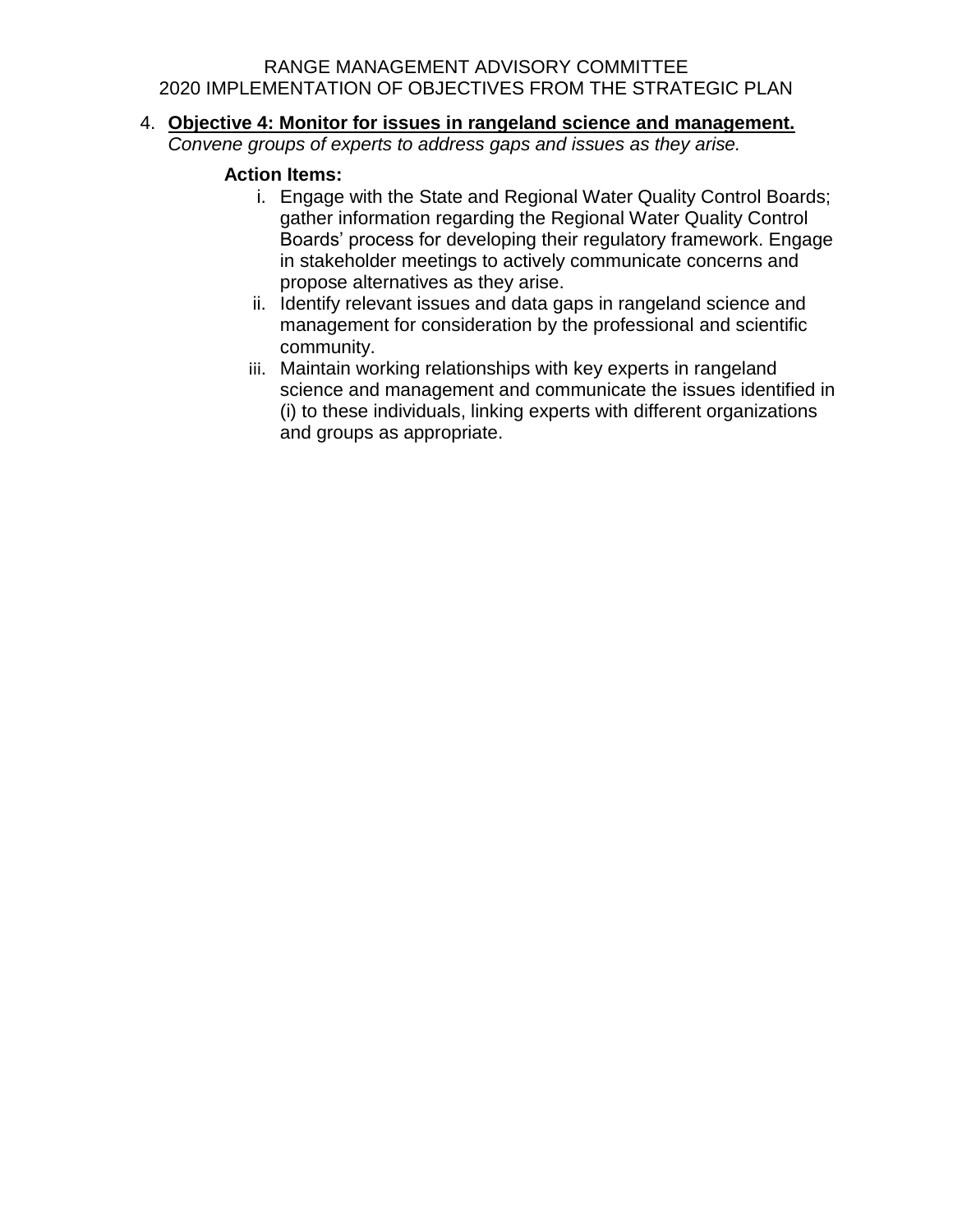4. **Objective 4: Monitor for issues in rangeland science and management.**
   *Convene groups of experts to address gaps and issues as they arise.*

   **Action Items:**

   i. Engage with the State and Regional Water Quality Control Boards; gather information regarding the Regional Water Quality Control Boards' process for developing their regulatory framework. Engage in stakeholder meetings to actively communicate concerns and propose alternatives as they arise.

   ii. Identify relevant issues and data gaps in rangeland science and management for consideration by the professional and scientific community.

   iii. Maintain working relationships with key experts in rangeland science and management and communicate the issues identified in (i) to these individuals, linking experts with different organizations and groups as appropriate.